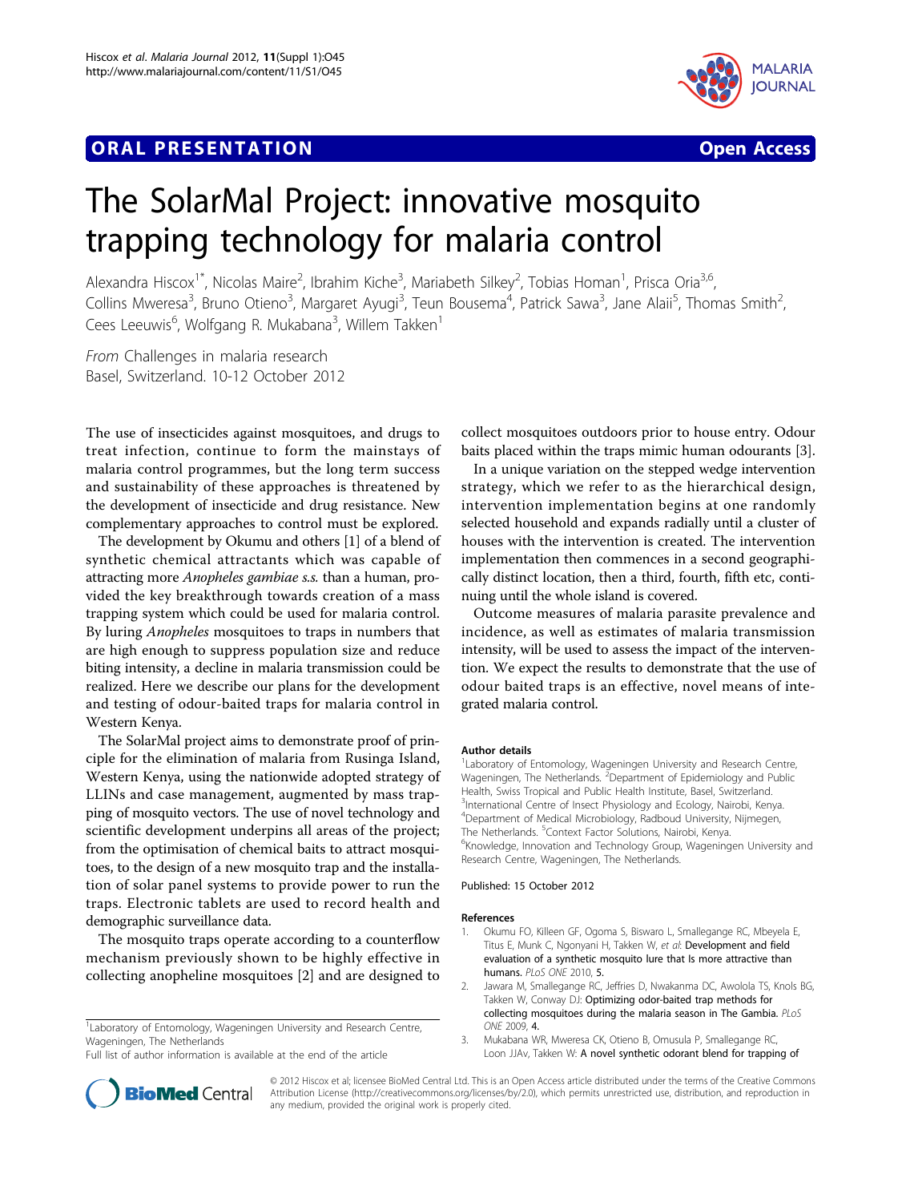ORAL PRESENTATION **Open Access**

# The SolarMal Project: innovative mosquito trapping technology for malaria control

Alexandra Hiscox[1*], Nicolas Maire[2], Ibrahim Kiche[3], Mariabeth Silkey[2], Tobias Homan[1], Prisca Oria[3,6], Collins Mweresa[3], Bruno Otieno[3], Margaret Ayugi[3], Teun Bousema[4], Patrick Sawa[3], Jane Alaii[5], Thomas Smith[2], Cees Leeuwis[6], Wolfgang R. Mukabana[3], Willem Takken[1]

*From* Challenges in malaria research
Basel, Switzerland. 10-12 October 2012

The use of insecticides against mosquitoes, and drugs to treat infection, continue to form the mainstays of malaria control programmes, but the long term success and sustainability of these approaches is threatened by the development of insecticide and drug resistance. New complementary approaches to control must be explored.

The development by Okumu and others [1] of a blend of synthetic chemical attractants which was capable of attracting more *Anopheles gambiae s.s.* than a human, provided the key breakthrough towards creation of a mass trapping system which could be used for malaria control. By luring *Anopheles* mosquitoes to traps in numbers that are high enough to suppress population size and reduce biting intensity, a decline in malaria transmission could be realized. Here we describe our plans for the development and testing of odour-baited traps for malaria control in Western Kenya.

The SolarMal project aims to demonstrate proof of principle for the elimination of malaria from Rusinga Island, Western Kenya, using the nationwide adopted strategy of LLINs and case management, augmented by mass trapping of mosquito vectors. The use of novel technology and scientific development underpins all areas of the project; from the optimisation of chemical baits to attract mosquitoes, to the design of a new mosquito trap and the installation of solar panel systems to provide power to run the traps. Electronic tablets are used to record health and demographic surveillance data.

The mosquito traps operate according to a counterflow mechanism previously shown to be highly effective in collecting anopheline mosquitoes [2] and are designed to collect mosquitoes outdoors prior to house entry. Odour baits placed within the traps mimic human odourants [3].

In a unique variation on the stepped wedge intervention strategy, which we refer to as the hierarchical design, intervention implementation begins at one randomly selected household and expands radially until a cluster of houses with the intervention is created. The intervention implementation then commences in a second geographically distinct location, then a third, fourth, fifth etc, continuing until the whole island is covered.

Outcome measures of malaria parasite prevalence and incidence, as well as estimates of malaria transmission intensity, will be used to assess the impact of the intervention. We expect the results to demonstrate that the use of odour baited traps is an effective, novel means of integrated malaria control.

[1]Laboratory of Entomology, Wageningen University and Research Centre, Wageningen, The Netherlands
Full list of author information is available at the end of the article

#### Author details

[1]Laboratory of Entomology, Wageningen University and Research Centre, Wageningen, The Netherlands. [2]Department of Epidemiology and Public Health, Swiss Tropical and Public Health Institute, Basel, Switzerland. [3]International Centre of Insect Physiology and Ecology, Nairobi, Kenya. [4]Department of Medical Microbiology, Radboud University, Nijmegen, The Netherlands. [5]Context Factor Solutions, Nairobi, Kenya. [6]Knowledge, Innovation and Technology Group, Wageningen University and Research Centre, Wageningen, The Netherlands.

Published: 15 October 2012

#### References

1. Okumu FO, Killeen GF, Ogoma S, Biswaro L, Smallegange RC, Mbeyela E, Titus E, Munk C, Ngonyani H, Takken W, *et al*: **Development and field evaluation of a synthetic mosquito lure that Is more attractive than humans.** *PLoS ONE* 2010, **5**.
2. Jawara M, Smallegange RC, Jeffries D, Nwakanma DC, Awolola TS, Knols BG, Takken W, Conway DJ: **Optimizing odor-baited trap methods for collecting mosquitoes during the malaria season in The Gambia.** *PLoS ONE* 2009, **4**.
3. Mukabana WR, Mweresa CK, Otieno B, Omusula P, Smallegange RC, Loon JJAv, Takken W: **A novel synthetic odorant blend for trapping of**

© 2012 Hiscox et al; licensee BioMed Central Ltd. This is an Open Access article distributed under the terms of the Creative Commons Attribution License (http://creativecommons.org/licenses/by/2.0), which permits unrestricted use, distribution, and reproduction in any medium, provided the original work is properly cited.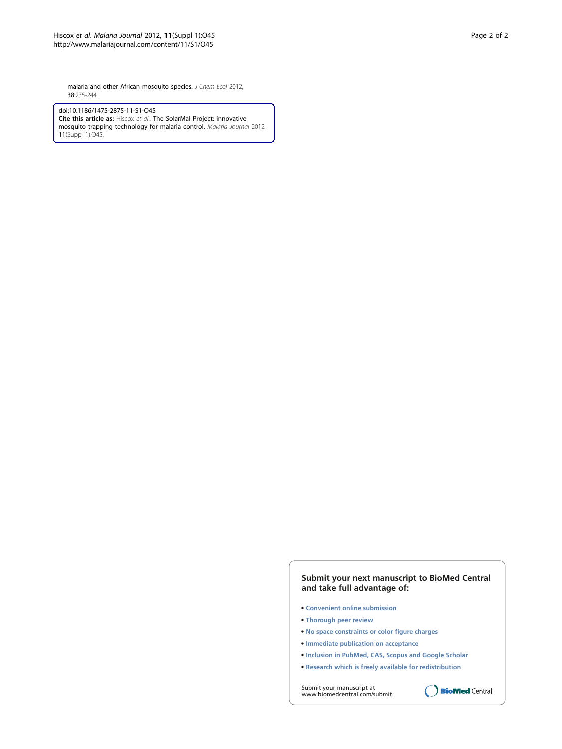malaria and other African mosquito species. *J Chem Ecol* 2012, **38**:235-244.

doi:10.1186/1475-2875-11-S1-O45
**Cite this article as:** Hiscox *et al.*: The SolarMal Project: innovative mosquito trapping technology for malaria control. *Malaria Journal* 2012 **11**(Suppl 1):O45.

**Submit your next manuscript to BioMed Central and take full advantage of:**

- **Convenient online submission**
- **Thorough peer review**
- **No space constraints or color figure charges**
- **Immediate publication on acceptance**
- **Inclusion in PubMed, CAS, Scopus and Google Scholar**
- **Research which is freely available for redistribution**

Submit your manuscript at
www.biomedcentral.com/submit

BioMed Central